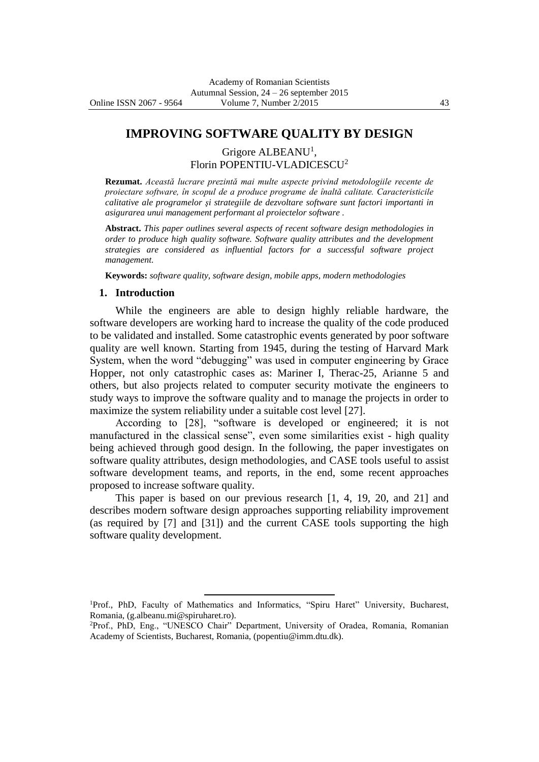# IMPROVING SOFTWARE QUALITY BY DESIGN

Grigore ALBEANU[1],
Florin POPENTIU-VLADICESCU[2]

**Rezumat.** *Această lucrare prezintă mai multe aspecte privind metodologiile recente de proiectare software, în scopul de a produce programe de înaltă calitate. Caracteristicile calitative ale programelor şi strategiile de dezvoltare software sunt factori importanti in asigurarea unui management performant al proiectelor software .*

**Abstract.** *This paper outlines several aspects of recent software design methodologies in order to produce high quality software. Software quality attributes and the development strategies are considered as influential factors for a successful software project management.*

**Keywords:** *software quality, software design, mobile apps, modern methodologies*

## 1. Introduction

While the engineers are able to design highly reliable hardware, the software developers are working hard to increase the quality of the code produced to be validated and installed. Some catastrophic events generated by poor software quality are well known. Starting from 1945, during the testing of Harvard Mark System, when the word "debugging" was used in computer engineering by Grace Hopper, not only catastrophic cases as: Mariner I, Therac-25, Arianne 5 and others, but also projects related to computer security motivate the engineers to study ways to improve the software quality and to manage the projects in order to maximize the system reliability under a suitable cost level [27].

According to [28], "software is developed or engineered; it is not manufactured in the classical sense", even some similarities exist - high quality being achieved through good design. In the following, the paper investigates on software quality attributes, design methodologies, and CASE tools useful to assist software development teams, and reports, in the end, some recent approaches proposed to increase software quality.

This paper is based on our previous research [1, 4, 19, 20, and 21] and describes modern software design approaches supporting reliability improvement (as required by [7] and [31]) and the current CASE tools supporting the high software quality development.

---

[1]Prof., PhD, Faculty of Mathematics and Informatics, "Spiru Haret" University, Bucharest, Romania, (g.albeanu.mi@spiruharet.ro).

[2]Prof., PhD, Eng., "UNESCO Chair" Department, University of Oradea, Romania, Romanian Academy of Scientists, Bucharest, Romania, (popentiu@imm.dtu.dk).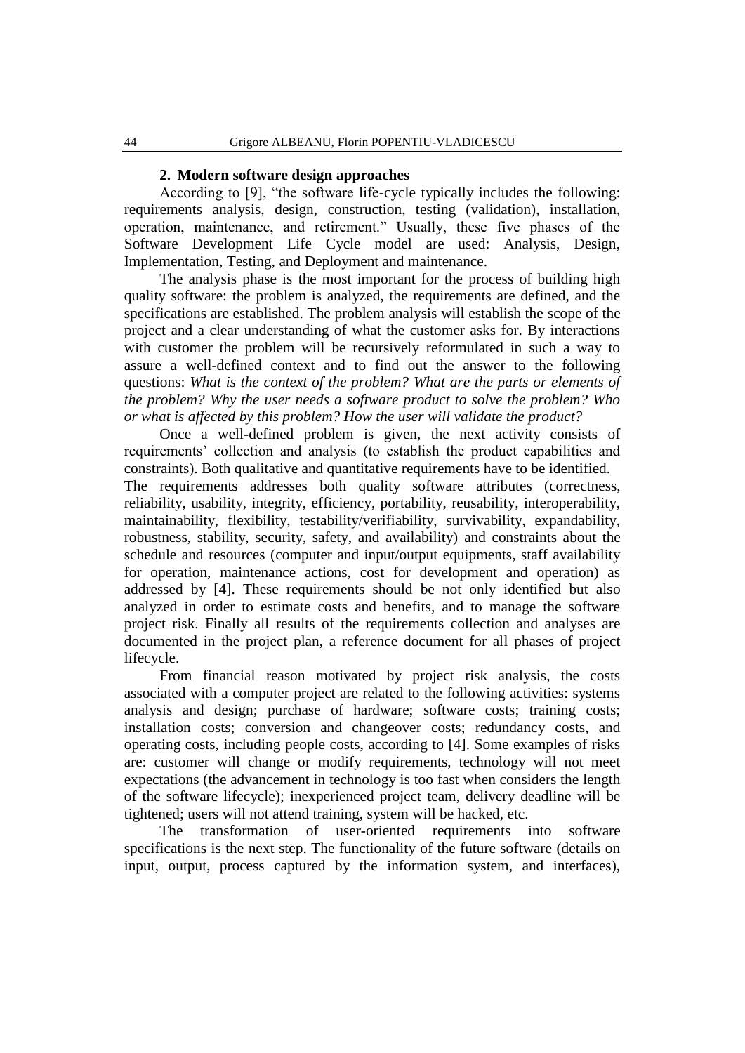## 2. Modern software design approaches

According to [9], "the software life-cycle typically includes the following: requirements analysis, design, construction, testing (validation), installation, operation, maintenance, and retirement." Usually, these five phases of the Software Development Life Cycle model are used: Analysis, Design, Implementation, Testing, and Deployment and maintenance.

The analysis phase is the most important for the process of building high quality software: the problem is analyzed, the requirements are defined, and the specifications are established. The problem analysis will establish the scope of the project and a clear understanding of what the customer asks for. By interactions with customer the problem will be recursively reformulated in such a way to assure a well-defined context and to find out the answer to the following questions: *What is the context of the problem? What are the parts or elements of the problem? Why the user needs a software product to solve the problem? Who or what is affected by this problem? How the user will validate the product?*

Once a well-defined problem is given, the next activity consists of requirements' collection and analysis (to establish the product capabilities and constraints). Both qualitative and quantitative requirements have to be identified. The requirements addresses both quality software attributes (correctness, reliability, usability, integrity, efficiency, portability, reusability, interoperability, maintainability, flexibility, testability/verifiability, survivability, expandability, robustness, stability, security, safety, and availability) and constraints about the schedule and resources (computer and input/output equipments, staff availability for operation, maintenance actions, cost for development and operation) as addressed by [4]. These requirements should be not only identified but also analyzed in order to estimate costs and benefits, and to manage the software project risk. Finally all results of the requirements collection and analyses are documented in the project plan, a reference document for all phases of project lifecycle.

From financial reason motivated by project risk analysis, the costs associated with a computer project are related to the following activities: systems analysis and design; purchase of hardware; software costs; training costs; installation costs; conversion and changeover costs; redundancy costs, and operating costs, including people costs, according to [4]. Some examples of risks are: customer will change or modify requirements, technology will not meet expectations (the advancement in technology is too fast when considers the length of the software lifecycle); inexperienced project team, delivery deadline will be tightened; users will not attend training, system will be hacked, etc.

The transformation of user-oriented requirements into software specifications is the next step. The functionality of the future software (details on input, output, process captured by the information system, and interfaces),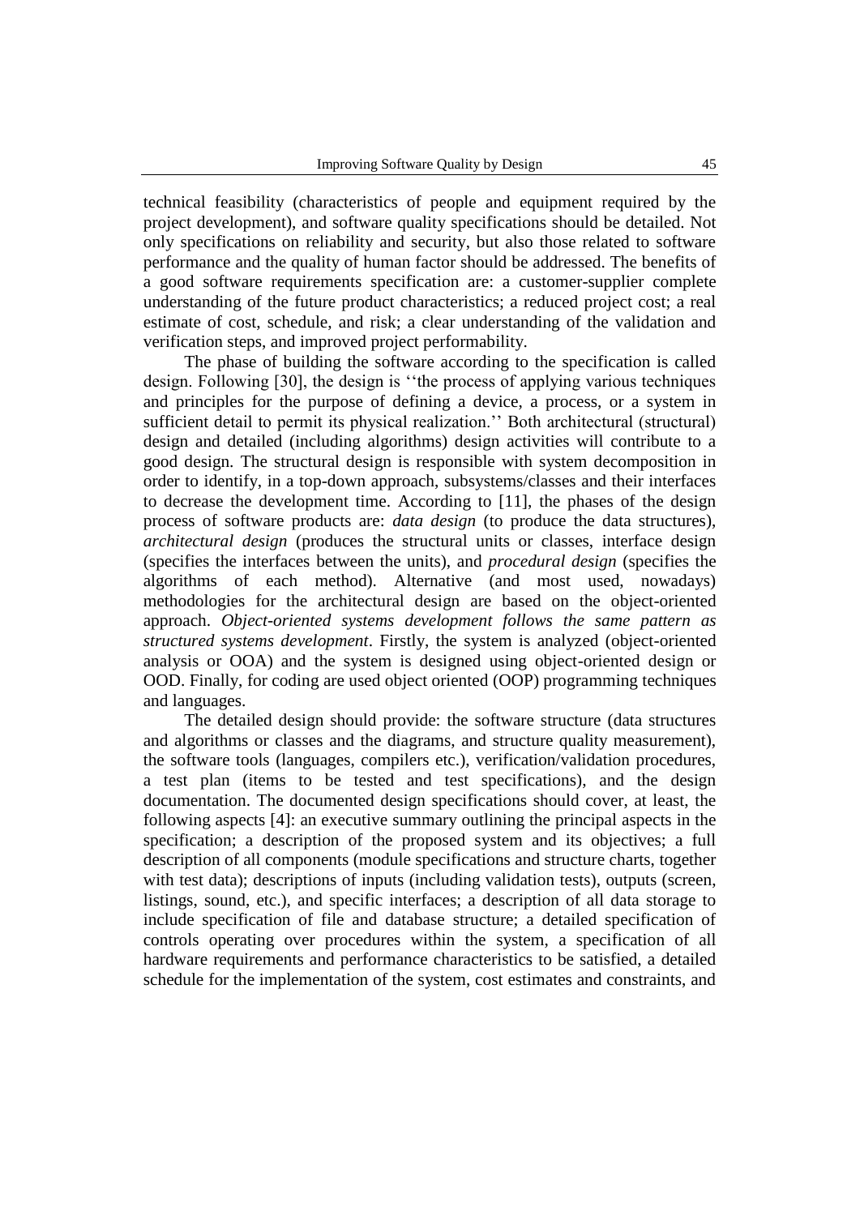technical feasibility (characteristics of people and equipment required by the project development), and software quality specifications should be detailed. Not only specifications on reliability and security, but also those related to software performance and the quality of human factor should be addressed. The benefits of a good software requirements specification are: a customer-supplier complete understanding of the future product characteristics; a reduced project cost; a real estimate of cost, schedule, and risk; a clear understanding of the validation and verification steps, and improved project performability.

The phase of building the software according to the specification is called design. Following [30], the design is ''the process of applying various techniques and principles for the purpose of defining a device, a process, or a system in sufficient detail to permit its physical realization.'' Both architectural (structural) design and detailed (including algorithms) design activities will contribute to a good design. The structural design is responsible with system decomposition in order to identify, in a top-down approach, subsystems/classes and their interfaces to decrease the development time. According to [11], the phases of the design process of software products are: *data design* (to produce the data structures), *architectural design* (produces the structural units or classes, interface design (specifies the interfaces between the units), and *procedural design* (specifies the algorithms of each method). Alternative (and most used, nowadays) methodologies for the architectural design are based on the object-oriented approach. *Object-oriented systems development follows the same pattern as structured systems development*. Firstly, the system is analyzed (object-oriented analysis or OOA) and the system is designed using object-oriented design or OOD. Finally, for coding are used object oriented (OOP) programming techniques and languages.

The detailed design should provide: the software structure (data structures and algorithms or classes and the diagrams, and structure quality measurement), the software tools (languages, compilers etc.), verification/validation procedures, a test plan (items to be tested and test specifications), and the design documentation. The documented design specifications should cover, at least, the following aspects [4]: an executive summary outlining the principal aspects in the specification; a description of the proposed system and its objectives; a full description of all components (module specifications and structure charts, together with test data); descriptions of inputs (including validation tests), outputs (screen, listings, sound, etc.), and specific interfaces; a description of all data storage to include specification of file and database structure; a detailed specification of controls operating over procedures within the system, a specification of all hardware requirements and performance characteristics to be satisfied, a detailed schedule for the implementation of the system, cost estimates and constraints, and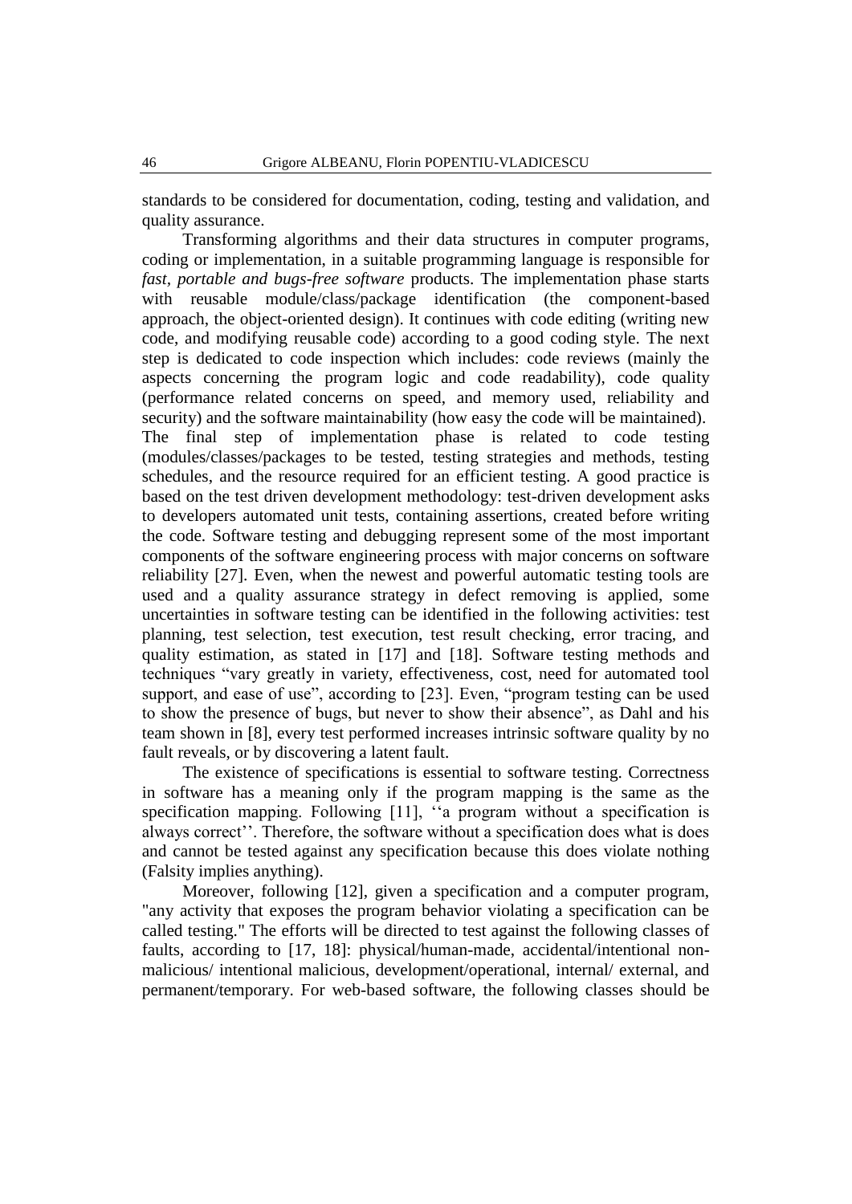standards to be considered for documentation, coding, testing and validation, and quality assurance.

Transforming algorithms and their data structures in computer programs, coding or implementation, in a suitable programming language is responsible for *fast, portable and bugs-free software* products. The implementation phase starts with reusable module/class/package identification (the component-based approach, the object-oriented design). It continues with code editing (writing new code, and modifying reusable code) according to a good coding style. The next step is dedicated to code inspection which includes: code reviews (mainly the aspects concerning the program logic and code readability), code quality (performance related concerns on speed, and memory used, reliability and security) and the software maintainability (how easy the code will be maintained). The final step of implementation phase is related to code testing (modules/classes/packages to be tested, testing strategies and methods, testing schedules, and the resource required for an efficient testing. A good practice is based on the test driven development methodology: test-driven development asks to developers automated unit tests, containing assertions, created before writing the code. Software testing and debugging represent some of the most important components of the software engineering process with major concerns on software reliability [27]. Even, when the newest and powerful automatic testing tools are used and a quality assurance strategy in defect removing is applied, some uncertainties in software testing can be identified in the following activities: test planning, test selection, test execution, test result checking, error tracing, and quality estimation, as stated in [17] and [18]. Software testing methods and techniques "vary greatly in variety, effectiveness, cost, need for automated tool support, and ease of use", according to [23]. Even, "program testing can be used to show the presence of bugs, but never to show their absence", as Dahl and his team shown in [8], every test performed increases intrinsic software quality by no fault reveals, or by discovering a latent fault.

The existence of specifications is essential to software testing. Correctness in software has a meaning only if the program mapping is the same as the specification mapping. Following [11], ''a program without a specification is always correct''. Therefore, the software without a specification does what is does and cannot be tested against any specification because this does violate nothing (Falsity implies anything).

Moreover, following [12], given a specification and a computer program, "any activity that exposes the program behavior violating a specification can be called testing." The efforts will be directed to test against the following classes of faults, according to [17, 18]: physical/human-made, accidental/intentional non-malicious/ intentional malicious, development/operational, internal/ external, and permanent/temporary. For web-based software, the following classes should be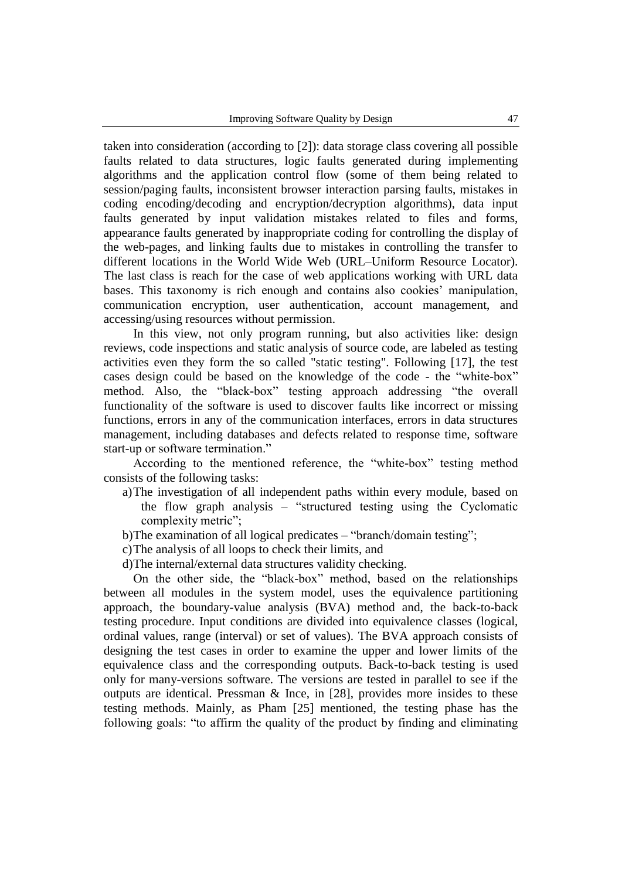taken into consideration (according to [2]): data storage class covering all possible faults related to data structures, logic faults generated during implementing algorithms and the application control flow (some of them being related to session/paging faults, inconsistent browser interaction parsing faults, mistakes in coding encoding/decoding and encryption/decryption algorithms), data input faults generated by input validation mistakes related to files and forms, appearance faults generated by inappropriate coding for controlling the display of the web-pages, and linking faults due to mistakes in controlling the transfer to different locations in the World Wide Web (URL–Uniform Resource Locator). The last class is reach for the case of web applications working with URL data bases. This taxonomy is rich enough and contains also cookies' manipulation, communication encryption, user authentication, account management, and accessing/using resources without permission.

In this view, not only program running, but also activities like: design reviews, code inspections and static analysis of source code, are labeled as testing activities even they form the so called "static testing". Following [17], the test cases design could be based on the knowledge of the code - the "white-box" method. Also, the "black-box" testing approach addressing "the overall functionality of the software is used to discover faults like incorrect or missing functions, errors in any of the communication interfaces, errors in data structures management, including databases and defects related to response time, software start-up or software termination."

According to the mentioned reference, the "white-box" testing method consists of the following tasks:

a) The investigation of all independent paths within every module, based on the flow graph analysis – "structured testing using the Cyclomatic complexity metric";
b) The examination of all logical predicates – "branch/domain testing";
c) The analysis of all loops to check their limits, and
d) The internal/external data structures validity checking.

On the other side, the "black-box" method, based on the relationships between all modules in the system model, uses the equivalence partitioning approach, the boundary-value analysis (BVA) method and, the back-to-back testing procedure. Input conditions are divided into equivalence classes (logical, ordinal values, range (interval) or set of values). The BVA approach consists of designing the test cases in order to examine the upper and lower limits of the equivalence class and the corresponding outputs. Back-to-back testing is used only for many-versions software. The versions are tested in parallel to see if the outputs are identical. Pressman & Ince, in [28], provides more insides to these testing methods. Mainly, as Pham [25] mentioned, the testing phase has the following goals: "to affirm the quality of the product by finding and eliminating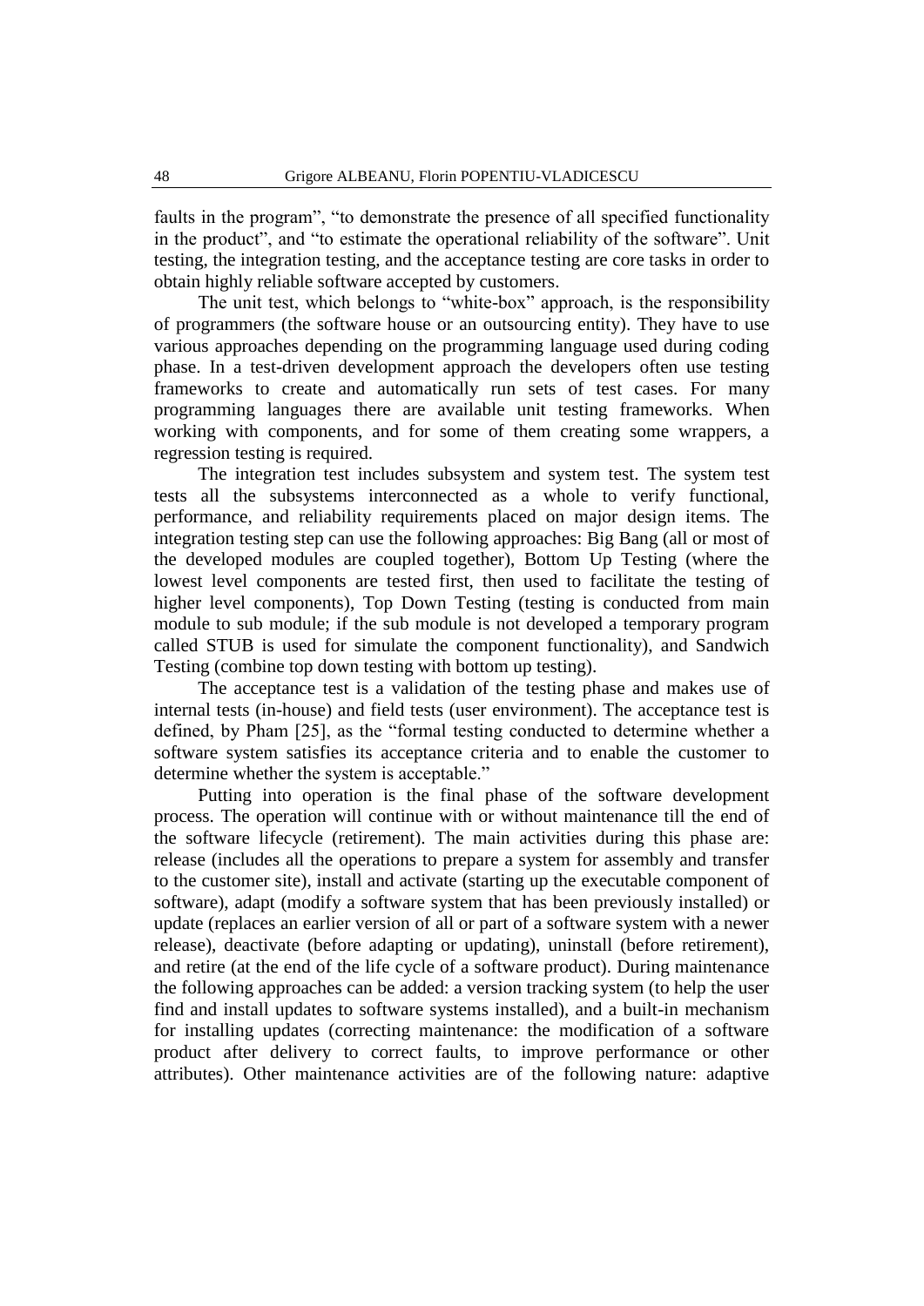faults in the program", "to demonstrate the presence of all specified functionality in the product", and "to estimate the operational reliability of the software". Unit testing, the integration testing, and the acceptance testing are core tasks in order to obtain highly reliable software accepted by customers.

The unit test, which belongs to "white-box" approach, is the responsibility of programmers (the software house or an outsourcing entity). They have to use various approaches depending on the programming language used during coding phase. In a test-driven development approach the developers often use testing frameworks to create and automatically run sets of test cases. For many programming languages there are available unit testing frameworks. When working with components, and for some of them creating some wrappers, a regression testing is required.

The integration test includes subsystem and system test. The system test tests all the subsystems interconnected as a whole to verify functional, performance, and reliability requirements placed on major design items. The integration testing step can use the following approaches: Big Bang (all or most of the developed modules are coupled together), Bottom Up Testing (where the lowest level components are tested first, then used to facilitate the testing of higher level components), Top Down Testing (testing is conducted from main module to sub module; if the sub module is not developed a temporary program called STUB is used for simulate the component functionality), and Sandwich Testing (combine top down testing with bottom up testing).

The acceptance test is a validation of the testing phase and makes use of internal tests (in-house) and field tests (user environment). The acceptance test is defined, by Pham [25], as the "formal testing conducted to determine whether a software system satisfies its acceptance criteria and to enable the customer to determine whether the system is acceptable."

Putting into operation is the final phase of the software development process. The operation will continue with or without maintenance till the end of the software lifecycle (retirement). The main activities during this phase are: release (includes all the operations to prepare a system for assembly and transfer to the customer site), install and activate (starting up the executable component of software), adapt (modify a software system that has been previously installed) or update (replaces an earlier version of all or part of a software system with a newer release), deactivate (before adapting or updating), uninstall (before retirement), and retire (at the end of the life cycle of a software product). During maintenance the following approaches can be added: a version tracking system (to help the user find and install updates to software systems installed), and a built-in mechanism for installing updates (correcting maintenance: the modification of a software product after delivery to correct faults, to improve performance or other attributes). Other maintenance activities are of the following nature: adaptive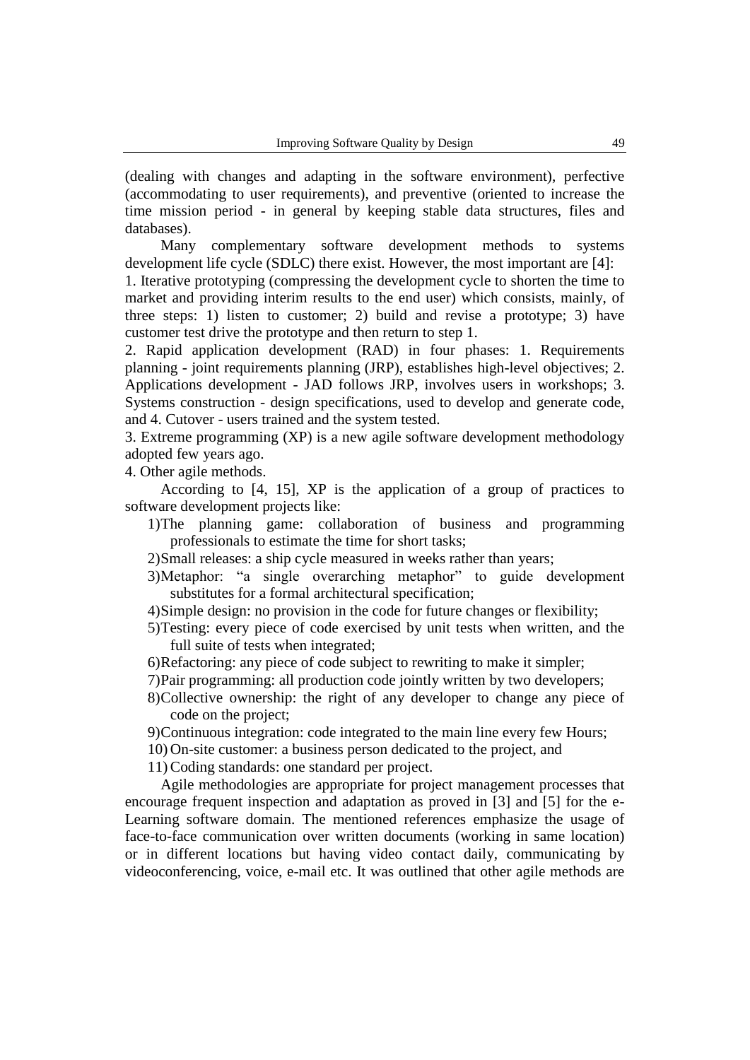(dealing with changes and adapting in the software environment), perfective (accommodating to user requirements), and preventive (oriented to increase the time mission period - in general by keeping stable data structures, files and databases).

Many complementary software development methods to systems development life cycle (SDLC) there exist. However, the most important are [4]:

1. Iterative prototyping (compressing the development cycle to shorten the time to market and providing interim results to the end user) which consists, mainly, of three steps: 1) listen to customer; 2) build and revise a prototype; 3) have customer test drive the prototype and then return to step 1.
2. Rapid application development (RAD) in four phases: 1. Requirements planning - joint requirements planning (JRP), establishes high-level objectives; 2. Applications development - JAD follows JRP, involves users in workshops; 3. Systems construction - design specifications, used to develop and generate code, and 4. Cutover - users trained and the system tested.
3. Extreme programming (XP) is a new agile software development methodology adopted few years ago.
4. Other agile methods.

According to [4, 15], XP is the application of a group of practices to software development projects like:

1) The planning game: collaboration of business and programming professionals to estimate the time for short tasks;
2) Small releases: a ship cycle measured in weeks rather than years;
3) Metaphor: "a single overarching metaphor" to guide development substitutes for a formal architectural specification;
4) Simple design: no provision in the code for future changes or flexibility;
5) Testing: every piece of code exercised by unit tests when written, and the full suite of tests when integrated;
6) Refactoring: any piece of code subject to rewriting to make it simpler;
7) Pair programming: all production code jointly written by two developers;
8) Collective ownership: the right of any developer to change any piece of code on the project;
9) Continuous integration: code integrated to the main line every few Hours;
10) On-site customer: a business person dedicated to the project, and
11) Coding standards: one standard per project.

Agile methodologies are appropriate for project management processes that encourage frequent inspection and adaptation as proved in [3] and [5] for the e-Learning software domain. The mentioned references emphasize the usage of face-to-face communication over written documents (working in same location) or in different locations but having video contact daily, communicating by videoconferencing, voice, e-mail etc. It was outlined that other agile methods are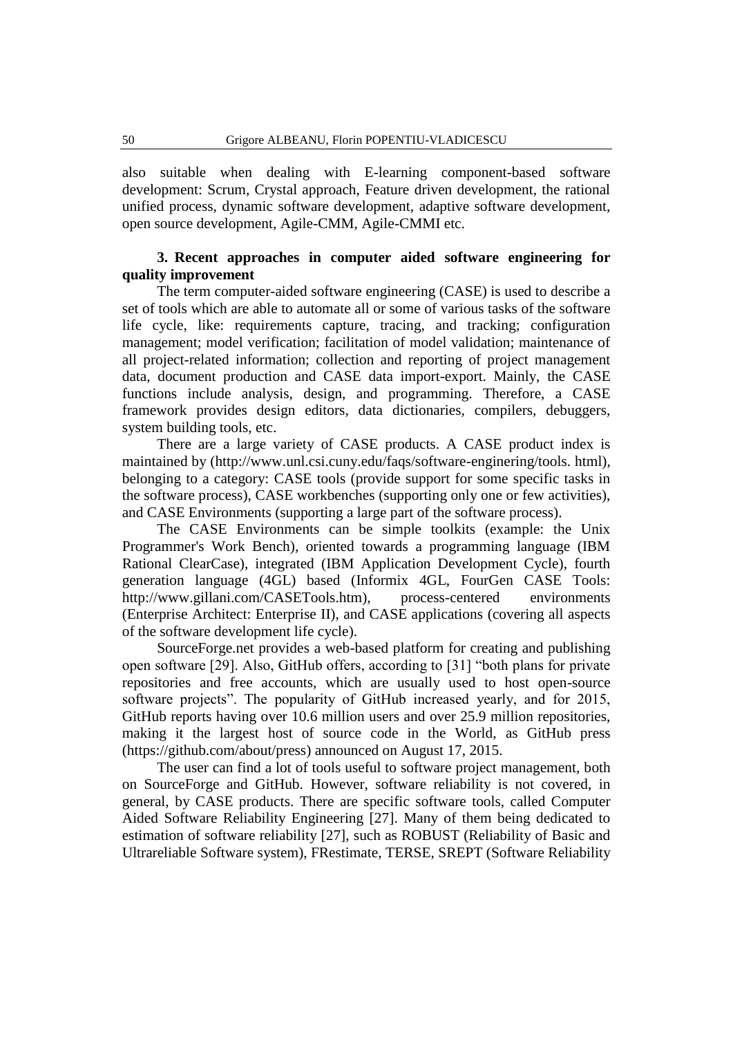also suitable when dealing with E-learning component-based software development: Scrum, Crystal approach, Feature driven development, the rational unified process, dynamic software development, adaptive software development, open source development, Agile-CMM, Agile-CMMI etc.

### 3. Recent approaches in computer aided software engineering for quality improvement

The term computer-aided software engineering (CASE) is used to describe a set of tools which are able to automate all or some of various tasks of the software life cycle, like: requirements capture, tracing, and tracking; configuration management; model verification; facilitation of model validation; maintenance of all project-related information; collection and reporting of project management data, document production and CASE data import-export. Mainly, the CASE functions include analysis, design, and programming. Therefore, a CASE framework provides design editors, data dictionaries, compilers, debuggers, system building tools, etc.

There are a large variety of CASE products. A CASE product index is maintained by (http://www.unl.csi.cuny.edu/faqs/software-enginering/tools. html), belonging to a category: CASE tools (provide support for some specific tasks in the software process), CASE workbenches (supporting only one or few activities), and CASE Environments (supporting a large part of the software process).

The CASE Environments can be simple toolkits (example: the Unix Programmer's Work Bench), oriented towards a programming language (IBM Rational ClearCase), integrated (IBM Application Development Cycle), fourth generation language (4GL) based (Informix 4GL, FourGen CASE Tools: http://www.gillani.com/CASETools.htm), process-centered environments (Enterprise Architect: Enterprise II), and CASE applications (covering all aspects of the software development life cycle).

SourceForge.net provides a web-based platform for creating and publishing open software [29]. Also, GitHub offers, according to [31] "both plans for private repositories and free accounts, which are usually used to host open-source software projects". The popularity of GitHub increased yearly, and for 2015, GitHub reports having over 10.6 million users and over 25.9 million repositories, making it the largest host of source code in the World, as GitHub press (https://github.com/about/press) announced on August 17, 2015.

The user can find a lot of tools useful to software project management, both on SourceForge and GitHub. However, software reliability is not covered, in general, by CASE products. There are specific software tools, called Computer Aided Software Reliability Engineering [27]. Many of them being dedicated to estimation of software reliability [27], such as ROBUST (Reliability of Basic and Ultrareliable Software system), FRestimate, TERSE, SREPT (Software Reliability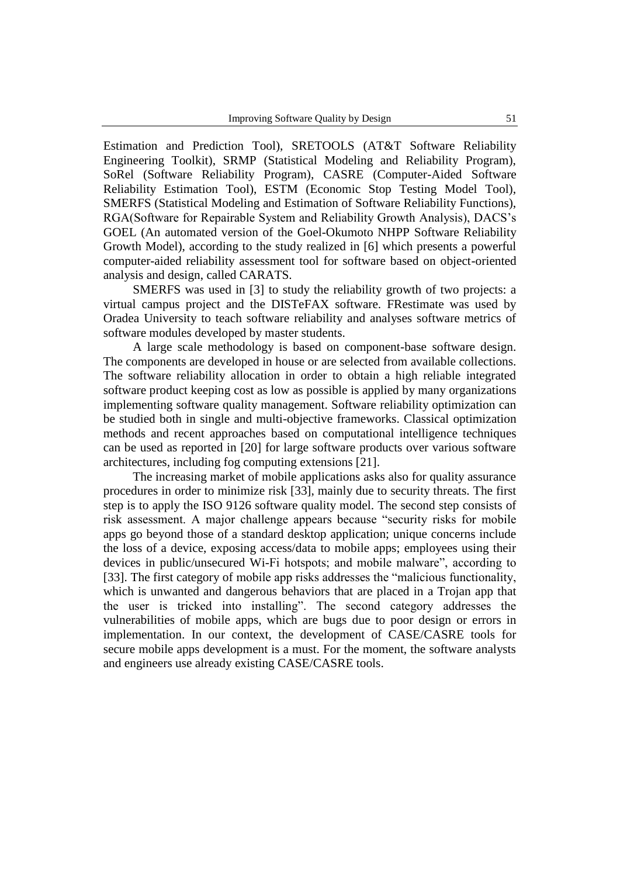Estimation and Prediction Tool), SRETOOLS (AT&T Software Reliability Engineering Toolkit), SRMP (Statistical Modeling and Reliability Program), SoRel (Software Reliability Program), CASRE (Computer-Aided Software Reliability Estimation Tool), ESTM (Economic Stop Testing Model Tool), SMERFS (Statistical Modeling and Estimation of Software Reliability Functions), RGA(Software for Repairable System and Reliability Growth Analysis), DACS's GOEL (An automated version of the Goel-Okumoto NHPP Software Reliability Growth Model), according to the study realized in [6] which presents a powerful computer-aided reliability assessment tool for software based on object-oriented analysis and design, called CARATS.

SMERFS was used in [3] to study the reliability growth of two projects: a virtual campus project and the DISTeFAX software. FRestimate was used by Oradea University to teach software reliability and analyses software metrics of software modules developed by master students.

A large scale methodology is based on component-base software design. The components are developed in house or are selected from available collections. The software reliability allocation in order to obtain a high reliable integrated software product keeping cost as low as possible is applied by many organizations implementing software quality management. Software reliability optimization can be studied both in single and multi-objective frameworks. Classical optimization methods and recent approaches based on computational intelligence techniques can be used as reported in [20] for large software products over various software architectures, including fog computing extensions [21].

The increasing market of mobile applications asks also for quality assurance procedures in order to minimize risk [33], mainly due to security threats. The first step is to apply the ISO 9126 software quality model. The second step consists of risk assessment. A major challenge appears because "security risks for mobile apps go beyond those of a standard desktop application; unique concerns include the loss of a device, exposing access/data to mobile apps; employees using their devices in public/unsecured Wi-Fi hotspots; and mobile malware", according to [33]. The first category of mobile app risks addresses the "malicious functionality, which is unwanted and dangerous behaviors that are placed in a Trojan app that the user is tricked into installing". The second category addresses the vulnerabilities of mobile apps, which are bugs due to poor design or errors in implementation. In our context, the development of CASE/CASRE tools for secure mobile apps development is a must. For the moment, the software analysts and engineers use already existing CASE/CASRE tools.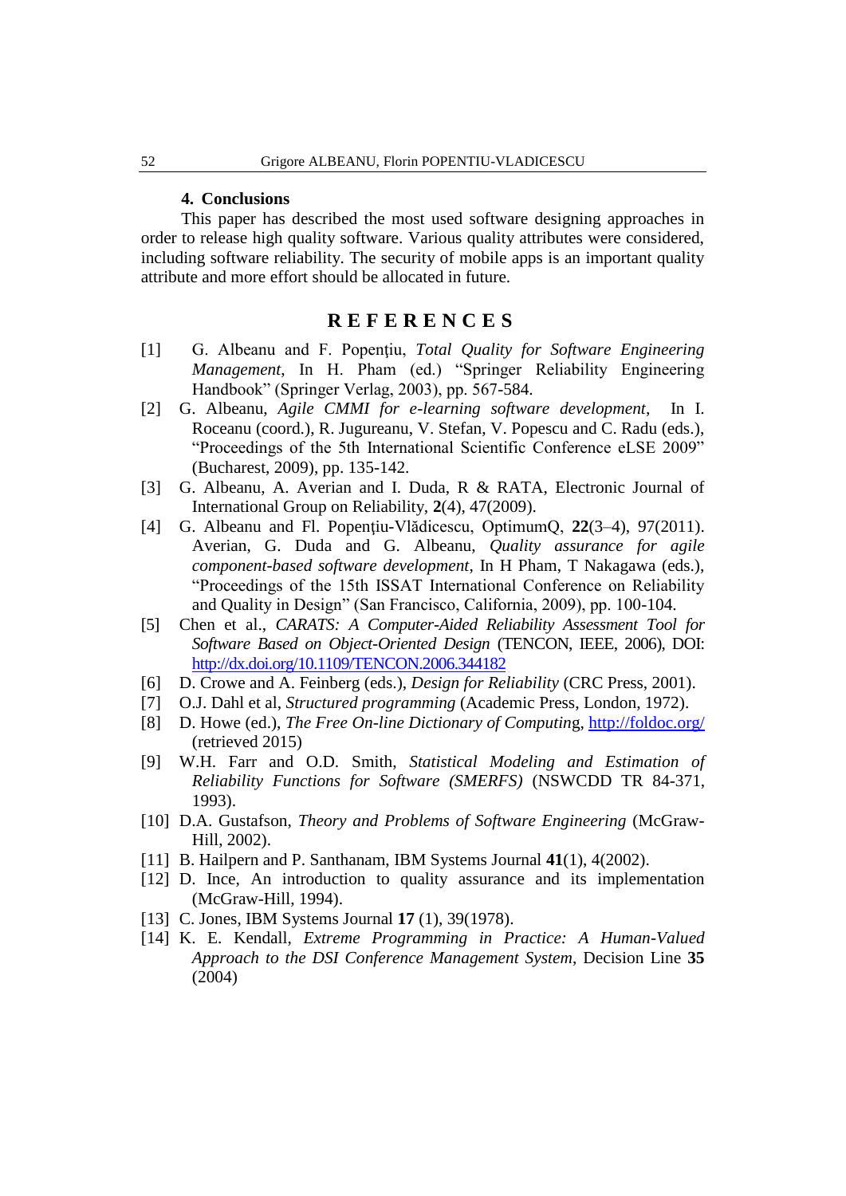## 4. Conclusions

This paper has described the most used software designing approaches in order to release high quality software. Various quality attributes were considered, including software reliability. The security of mobile apps is an important quality attribute and more effort should be allocated in future.

## REFERENCES

[1] G. Albeanu and F. Popenţiu, *Total Quality for Software Engineering Management*, In H. Pham (ed.) "Springer Reliability Engineering Handbook" (Springer Verlag, 2003), pp. 567-584.

[2] G. Albeanu, *Agile CMMI for e-learning software development*, In I. Roceanu (coord.), R. Jugureanu, V. Stefan, V. Popescu and C. Radu (eds.), "Proceedings of the 5th International Scientific Conference eLSE 2009" (Bucharest, 2009), pp. 135-142.

[3] G. Albeanu, A. Averian and I. Duda, R & RATA, Electronic Journal of International Group on Reliability, **2**(4), 47(2009).

[4] G. Albeanu and Fl. Popenţiu-Vlădicescu, OptimumQ, **22**(3–4), 97(2011). Averian, G. Duda and G. Albeanu, *Quality assurance for agile component-based software development*, In H Pham, T Nakagawa (eds.), "Proceedings of the 15th ISSAT International Conference on Reliability and Quality in Design" (San Francisco, California, 2009), pp. 100-104.

[5] Chen et al., *CARATS: A Computer-Aided Reliability Assessment Tool for Software Based on Object-Oriented Design* (TENCON, IEEE, 2006), DOI: http://dx.doi.org/10.1109/TENCON.2006.344182

[6] D. Crowe and A. Feinberg (eds.), *Design for Reliability* (CRC Press, 2001).

[7] O.J. Dahl et al, *Structured programming* (Academic Press, London, 1972).

[8] D. Howe (ed.), *The Free On-line Dictionary of Computing*, http://foldoc.org/ (retrieved 2015)

[9] W.H. Farr and O.D. Smith, *Statistical Modeling and Estimation of Reliability Functions for Software (SMERFS)* (NSWCDD TR 84-371, 1993).

[10] D.A. Gustafson, *Theory and Problems of Software Engineering* (McGraw-Hill, 2002).

[11] B. Hailpern and P. Santhanam, IBM Systems Journal **41**(1), 4(2002).

[12] D. Ince, An introduction to quality assurance and its implementation (McGraw-Hill, 1994).

[13] C. Jones, IBM Systems Journal **17** (1), 39(1978).

[14] K. E. Kendall, *Extreme Programming in Practice: A Human-Valued Approach to the DSI Conference Management System*, Decision Line **35** (2004)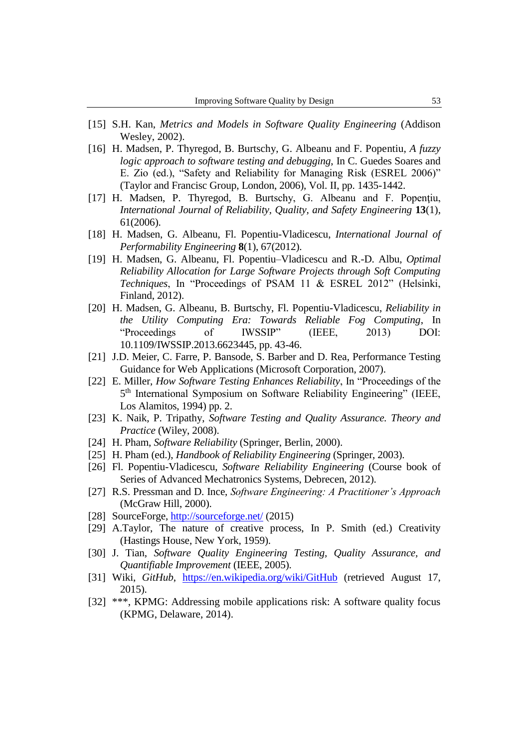[15] S.H. Kan, *Metrics and Models in Software Quality Engineering* (Addison Wesley, 2002).

[16] H. Madsen, P. Thyregod, B. Burtschy, G. Albeanu and F. Popentiu, *A fuzzy logic approach to software testing and debugging*, In C. Guedes Soares and E. Zio (ed.), "Safety and Reliability for Managing Risk (ESREL 2006)" (Taylor and Francisc Group, London, 2006), Vol. II, pp. 1435-1442.

[17] H. Madsen, P. Thyregod, B. Burtschy, G. Albeanu and F. Popențiu, *International Journal of Reliability, Quality, and Safety Engineering* **13**(1), 61(2006).

[18] H. Madsen, G. Albeanu, Fl. Popentiu-Vladicescu, *International Journal of Performability Engineering* **8**(1), 67(2012).

[19] H. Madsen, G. Albeanu, Fl. Popentiu–Vladicescu and R.-D. Albu, *Optimal Reliability Allocation for Large Software Projects through Soft Computing Techniques*, In "Proceedings of PSAM 11 & ESREL 2012" (Helsinki, Finland, 2012).

[20] H. Madsen, G. Albeanu, B. Burtschy, Fl. Popentiu-Vladicescu, *Reliability in the Utility Computing Era: Towards Reliable Fog Computing*, In "Proceedings of IWSSIP" (IEEE, 2013) DOI: 10.1109/IWSSIP.2013.6623445, pp. 43-46.

[21] J.D. Meier, C. Farre, P. Bansode, S. Barber and D. Rea, Performance Testing Guidance for Web Applications (Microsoft Corporation, 2007).

[22] E. Miller, *How Software Testing Enhances Reliability*, In "Proceedings of the 5th International Symposium on Software Reliability Engineering" (IEEE, Los Alamitos, 1994) pp. 2.

[23] K. Naik, P. Tripathy, *Software Testing and Quality Assurance. Theory and Practice* (Wiley, 2008).

[24] H. Pham, *Software Reliability* (Springer, Berlin, 2000).

[25] H. Pham (ed.), *Handbook of Reliability Engineering* (Springer, 2003).

[26] Fl. Popentiu-Vladicescu, *Software Reliability Engineering* (Course book of Series of Advanced Mechatronics Systems, Debrecen, 2012).

[27] R.S. Pressman and D. Ince, *Software Engineering: A Practitioner's Approach* (McGraw Hill, 2000).

[28] SourceForge, http://sourceforge.net/ (2015)

[29] A.Taylor, The nature of creative process, In P. Smith (ed.) Creativity (Hastings House, New York, 1959).

[30] J. Tian, *Software Quality Engineering Testing, Quality Assurance, and Quantifiable Improvement* (IEEE, 2005).

[31] Wiki, *GitHub*, https://en.wikipedia.org/wiki/GitHub (retrieved August 17, 2015).

[32] ***, KPMG: Addressing mobile applications risk: A software quality focus (KPMG, Delaware, 2014).